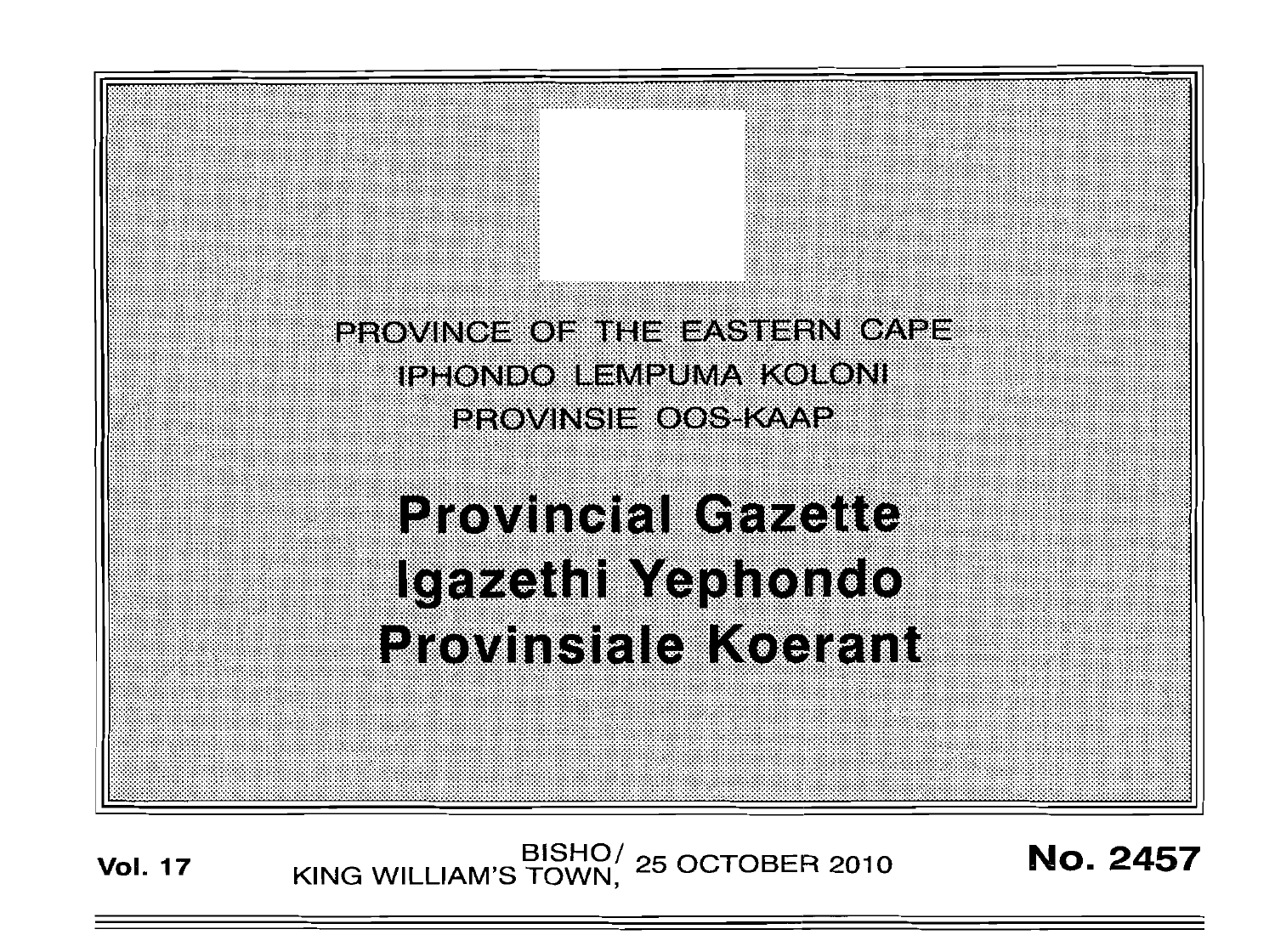PROVINCE OF THE EASTERN CAPE

IPHONDO LEMPUMA KOLONI

PROVINSIE OOS-KAAP

# Provincial Gazette
# Igazethi Yephondo
# Provinsiale Koerant

**Vol. 17** BISHO/ KING WILLIAM'S TOWN, 25 OCTOBER 2010 **No. 2457**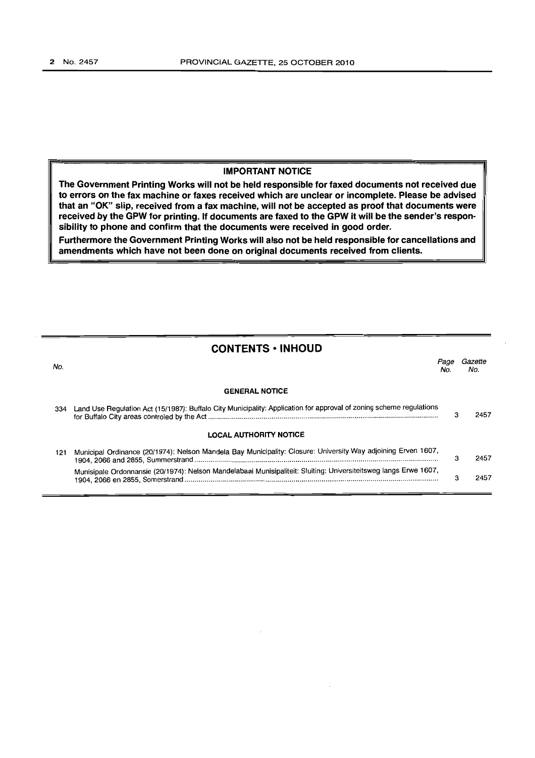**IMPORTANT NOTICE**

**The Government Printing Works will not be held responsible for faxed documents not received due to errors on the fax machine or faxes received which are unclear or incomplete. Please be advised that an "OK" slip, received from a fax machine, will not be accepted as proof that documents were received by the GPW for printing. If documents are faxed to the GPW it will be the sender's responsibility to phone and confirm that the documents were received in good order.**

**Furthermore the Government Printing Works will also not be held responsible for cancellations and amendments which have not been done on original documents received from clients.**

## CONTENTS • INHOUD

| No. | | Page No. | Gazette No. |
|---|---|---|---|
| | **GENERAL NOTICE** | | |
| 334 | Land Use Regulation Act (15/1987): Buffalo City Municipality: Application for approval of zoning scheme regulations for Buffalo City areas controled by the Act | 3 | 2457 |
| | **LOCAL AUTHORITY NOTICE** | | |
| 121 | Municipal Ordinance (20/1974): Nelson Mandela Bay Municipality: Closure: University Way adjoining Erven 1607, 1904, 2066 and 2855, Summerstrand | 3 | 2457 |
| | Munisipale Ordonnansie (20/1974): Nelson Mandelabaai Munisipaliteit: Sluiting: Universiteitsweg langs Erwe 1607, 1904, 2066 en 2855, Somerstrand | 3 | 2457 |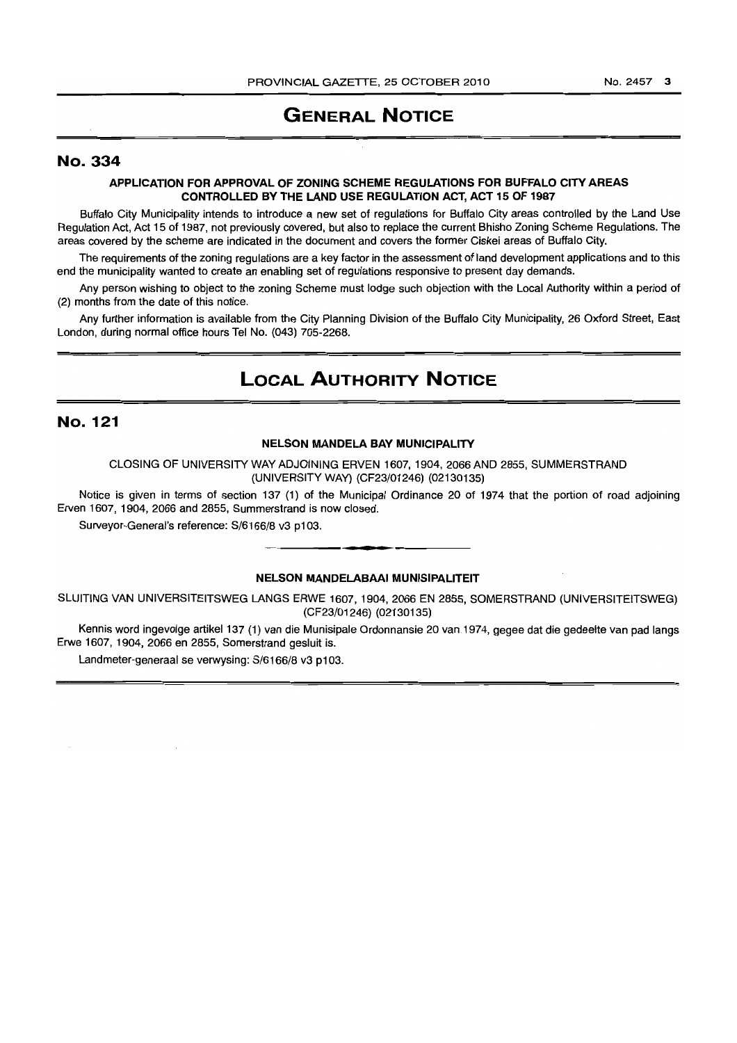# GENERAL NOTICE

## No. 334

### APPLICATION FOR APPROVAL OF ZONING SCHEME REGULATIONS FOR BUFFALO CITY AREAS CONTROLLED BY THE LAND USE REGULATION ACT, ACT 15 OF 1987

Buffalo City Municipality intends to introduce a new set of regulations for Buffalo City areas controlled by the Land Use Regulation Act, Act 15 of 1987, not previously covered, but also to replace the current Bhisho Zoning Scheme Regulations. The areas covered by the scheme are indicated in the document and covers the former Ciskei areas of Buffalo City.

The requirements of the zoning regulations are a key factor in the assessment of land development applications and to this end the municipality wanted to create an enabling set of regulations responsive to present day demands.

Any person wishing to object to the zoning Scheme must lodge such objection with the Local Authority within a period of (2) months from the date of this notice.

Any further information is available from the City Planning Division of the Buffalo City Municipality, 26 Oxford Street, East London, during normal office hours Tel No. (043) 705-2268.

# LOCAL AUTHORITY NOTICE

## No. 121

### NELSON MANDELA BAY MUNICIPALITY

CLOSING OF UNIVERSITY WAY ADJOINING ERVEN 1607, 1904, 2066 AND 2855, SUMMERSTRAND (UNIVERSITY WAY) (CF23/01246) (02130135)

Notice is given in terms of section 137 (1) of the Municipal Ordinance 20 of 1974 that the portion of road adjoining Erven 1607, 1904, 2066 and 2855, Summerstrand is now closed.

Surveyor-General's reference: S/6166/8 v3 p103.

---

### NELSON MANDELABAAI MUNISIPALITEIT

SLUITING VAN UNIVERSITEITSWEG LANGS ERWE 1607, 1904, 2066 EN 2855, SOMERSTRAND (UNIVERSITEITSWEG) (CF23/01246) (02130135)

Kennis word ingevolge artikel 137 (1) van die Munisipale Ordonnansie 20 van 1974, gegee dat die gedeelte van pad langs Erwe 1607, 1904, 2066 en 2855, Somerstrand gesluit is.

Landmeter-generaal se verwysing: S/6166/8 v3 p103.